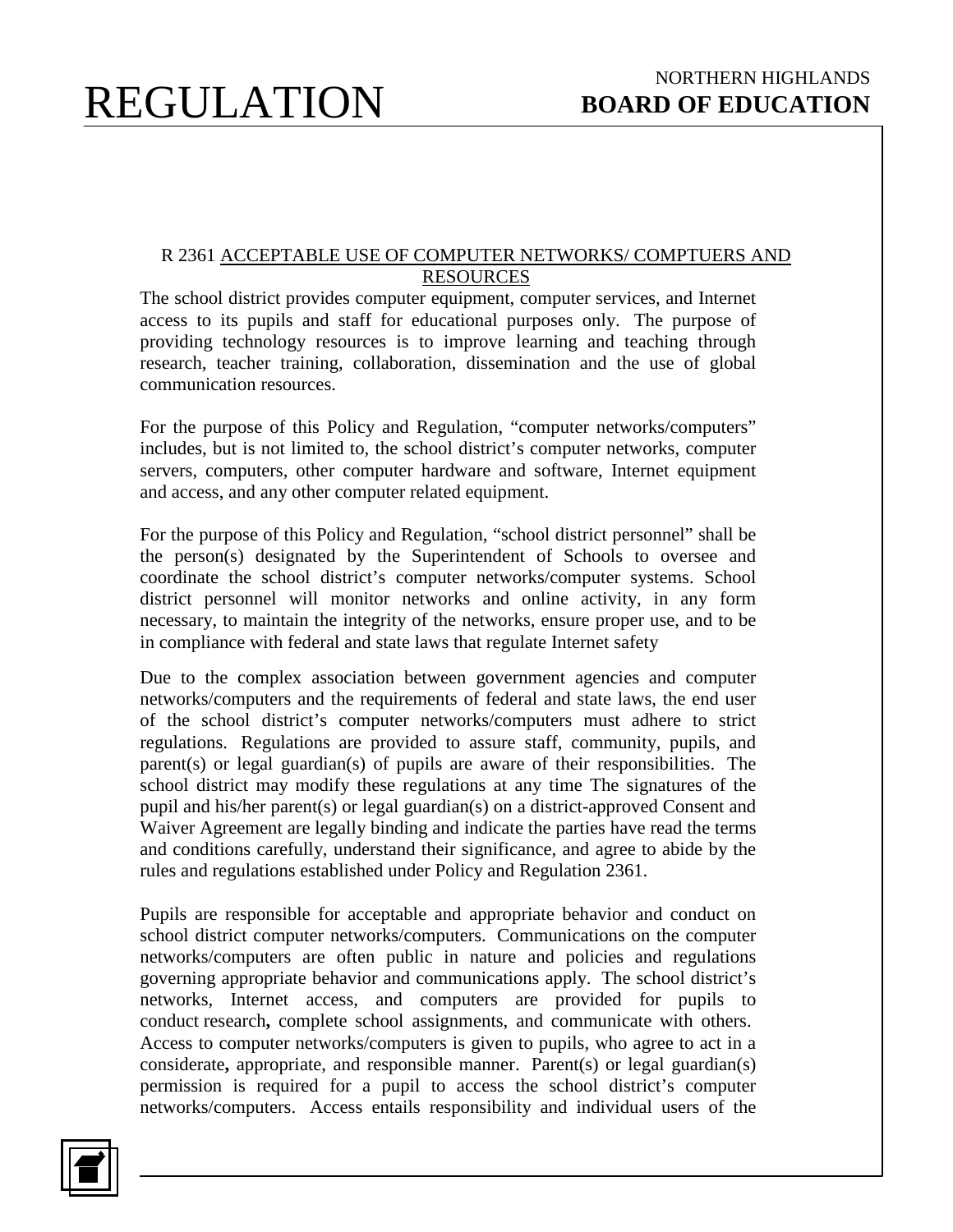# REGULATION

NORTHERN HIGHLANDS
**BOARD OF EDUCATION**

## R 2361 ACCEPTABLE USE OF COMPUTER NETWORKS/ COMPTUERS AND RESOURCES

The school district provides computer equipment, computer services, and Internet access to its pupils and staff for educational purposes only. The purpose of providing technology resources is to improve learning and teaching through research, teacher training, collaboration, dissemination and the use of global communication resources.

For the purpose of this Policy and Regulation, "computer networks/computers" includes, but is not limited to, the school district's computer networks, computer servers, computers, other computer hardware and software, Internet equipment and access, and any other computer related equipment.

For the purpose of this Policy and Regulation, "school district personnel" shall be the person(s) designated by the Superintendent of Schools to oversee and coordinate the school district's computer networks/computer systems. School district personnel will monitor networks and online activity, in any form necessary, to maintain the integrity of the networks, ensure proper use, and to be in compliance with federal and state laws that regulate Internet safety

Due to the complex association between government agencies and computer networks/computers and the requirements of federal and state laws, the end user of the school district's computer networks/computers must adhere to strict regulations. Regulations are provided to assure staff, community, pupils, and parent(s) or legal guardian(s) of pupils are aware of their responsibilities. The school district may modify these regulations at any time The signatures of the pupil and his/her parent(s) or legal guardian(s) on a district-approved Consent and Waiver Agreement are legally binding and indicate the parties have read the terms and conditions carefully, understand their significance, and agree to abide by the rules and regulations established under Policy and Regulation 2361.

Pupils are responsible for acceptable and appropriate behavior and conduct on school district computer networks/computers. Communications on the computer networks/computers are often public in nature and policies and regulations governing appropriate behavior and communications apply. The school district's networks, Internet access, and computers are provided for pupils to conduct research**,** complete school assignments, and communicate with others. Access to computer networks/computers is given to pupils, who agree to act in a considerate**,** appropriate, and responsible manner. Parent(s) or legal guardian(s) permission is required for a pupil to access the school district's computer networks/computers. Access entails responsibility and individual users of the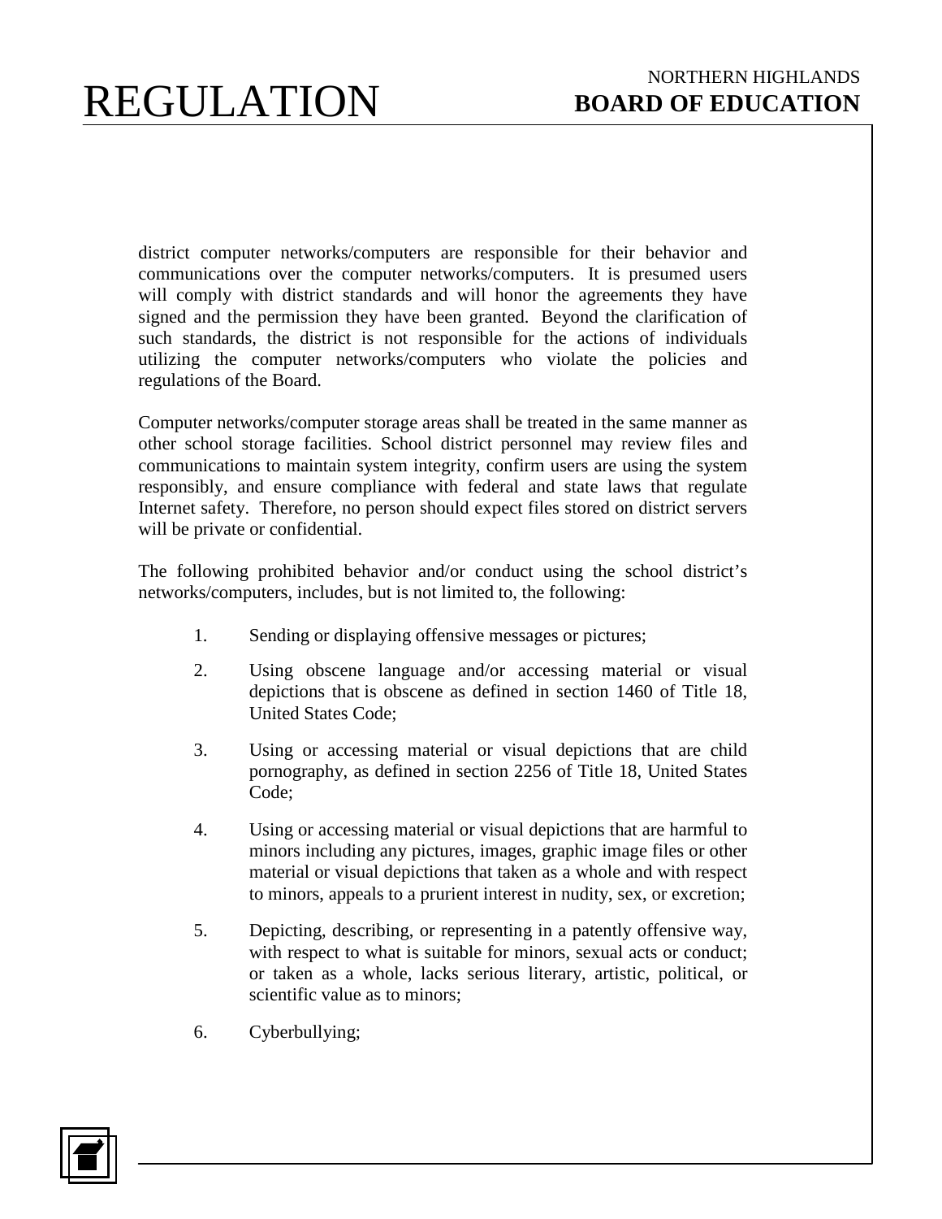district computer networks/computers are responsible for their behavior and communications over the computer networks/computers. It is presumed users will comply with district standards and will honor the agreements they have signed and the permission they have been granted. Beyond the clarification of such standards, the district is not responsible for the actions of individuals utilizing the computer networks/computers who violate the policies and regulations of the Board.

Computer networks/computer storage areas shall be treated in the same manner as other school storage facilities. School district personnel may review files and communications to maintain system integrity, confirm users are using the system responsibly, and ensure compliance with federal and state laws that regulate Internet safety. Therefore, no person should expect files stored on district servers will be private or confidential.

The following prohibited behavior and/or conduct using the school district's networks/computers, includes, but is not limited to, the following:

1. Sending or displaying offensive messages or pictures;

2. Using obscene language and/or accessing material or visual depictions that is obscene as defined in section 1460 of Title 18, United States Code;

3. Using or accessing material or visual depictions that are child pornography, as defined in section 2256 of Title 18, United States Code;

4. Using or accessing material or visual depictions that are harmful to minors including any pictures, images, graphic image files or other material or visual depictions that taken as a whole and with respect to minors, appeals to a prurient interest in nudity, sex, or excretion;

5. Depicting, describing, or representing in a patently offensive way, with respect to what is suitable for minors, sexual acts or conduct; or taken as a whole, lacks serious literary, artistic, political, or scientific value as to minors;

6. Cyberbullying;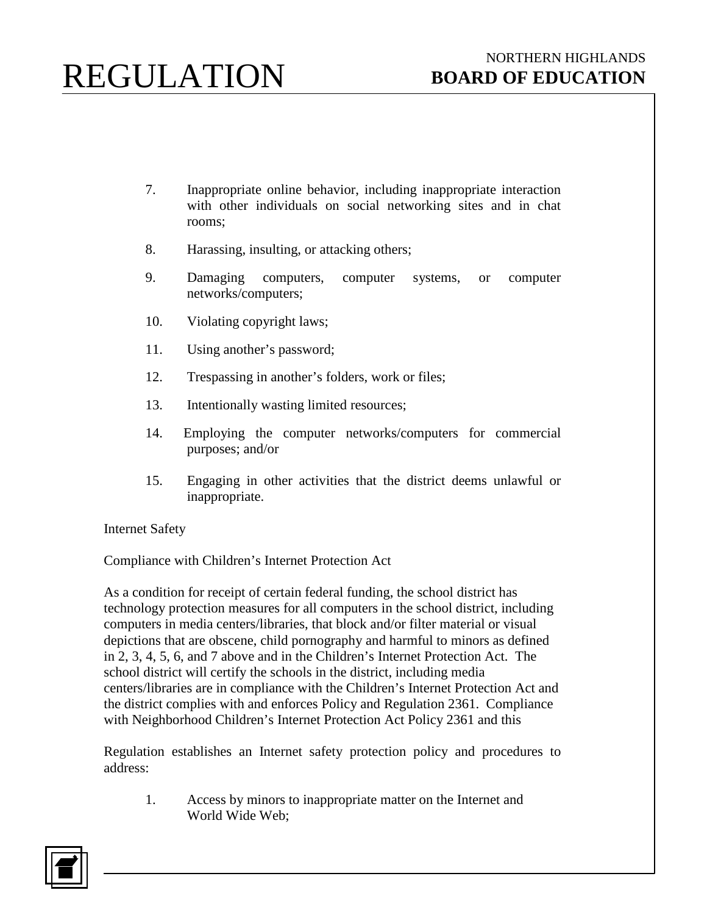7. Inappropriate online behavior, including inappropriate interaction with other individuals on social networking sites and in chat rooms;

8. Harassing, insulting, or attacking others;

9. Damaging computers, computer systems, or computer networks/computers;

10. Violating copyright laws;

11. Using another's password;

12. Trespassing in another's folders, work or files;

13. Intentionally wasting limited resources;

14. Employing the computer networks/computers for commercial purposes; and/or

15. Engaging in other activities that the district deems unlawful or inappropriate.

Internet Safety

Compliance with Children's Internet Protection Act

As a condition for receipt of certain federal funding, the school district has technology protection measures for all computers in the school district, including computers in media centers/libraries, that block and/or filter material or visual depictions that are obscene, child pornography and harmful to minors as defined in 2, 3, 4, 5, 6, and 7 above and in the Children's Internet Protection Act. The school district will certify the schools in the district, including media centers/libraries are in compliance with the Children's Internet Protection Act and the district complies with and enforces Policy and Regulation 2361. Compliance with Neighborhood Children's Internet Protection Act Policy 2361 and this

Regulation establishes an Internet safety protection policy and procedures to address:

1. Access by minors to inappropriate matter on the Internet and World Wide Web;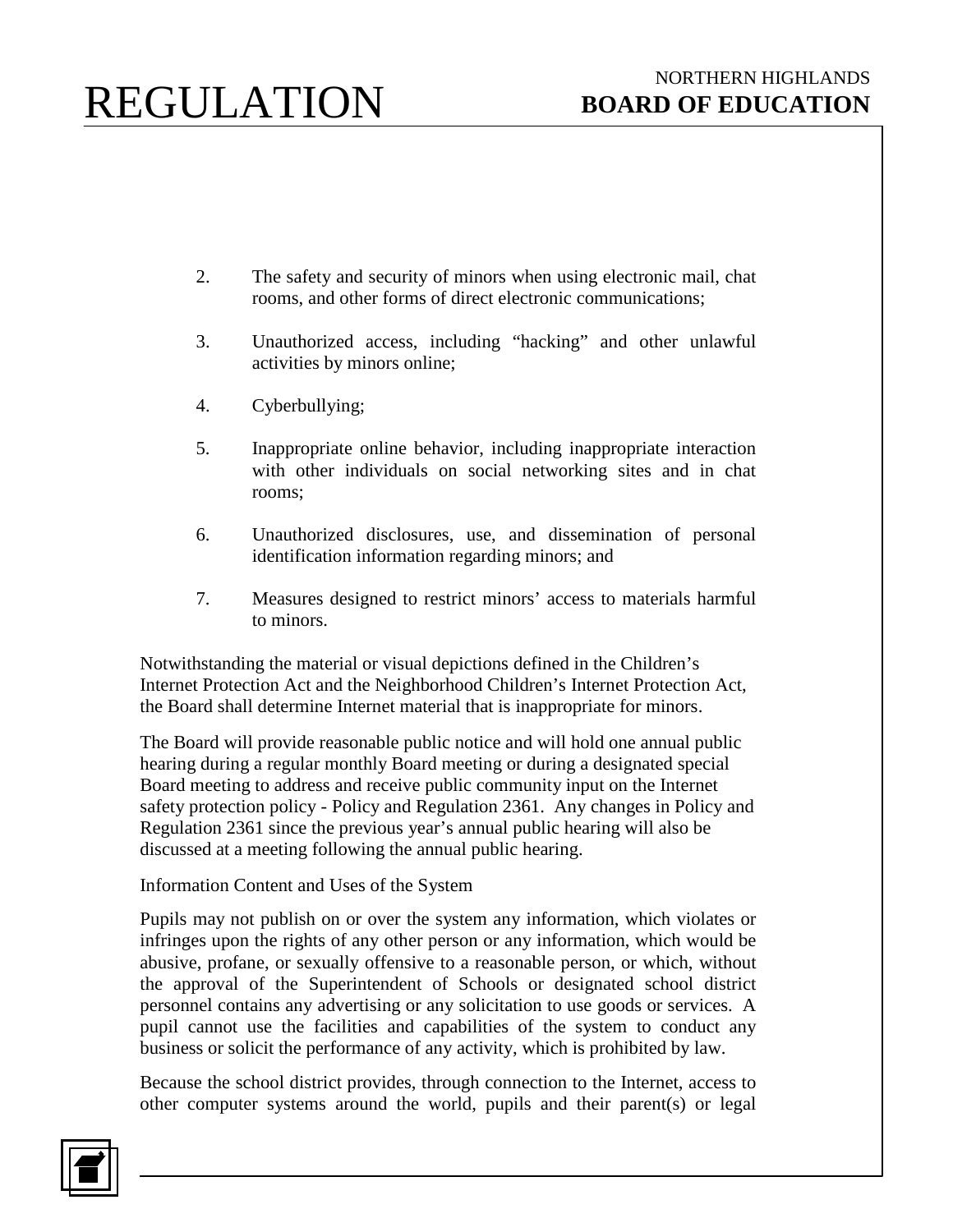2. The safety and security of minors when using electronic mail, chat rooms, and other forms of direct electronic communications;

3. Unauthorized access, including "hacking" and other unlawful activities by minors online;

4. Cyberbullying;

5. Inappropriate online behavior, including inappropriate interaction with other individuals on social networking sites and in chat rooms;

6. Unauthorized disclosures, use, and dissemination of personal identification information regarding minors; and

7. Measures designed to restrict minors' access to materials harmful to minors.

Notwithstanding the material or visual depictions defined in the Children's Internet Protection Act and the Neighborhood Children's Internet Protection Act, the Board shall determine Internet material that is inappropriate for minors.

The Board will provide reasonable public notice and will hold one annual public hearing during a regular monthly Board meeting or during a designated special Board meeting to address and receive public community input on the Internet safety protection policy - Policy and Regulation 2361. Any changes in Policy and Regulation 2361 since the previous year's annual public hearing will also be discussed at a meeting following the annual public hearing.

Information Content and Uses of the System

Pupils may not publish on or over the system any information, which violates or infringes upon the rights of any other person or any information, which would be abusive, profane, or sexually offensive to a reasonable person, or which, without the approval of the Superintendent of Schools or designated school district personnel contains any advertising or any solicitation to use goods or services. A pupil cannot use the facilities and capabilities of the system to conduct any business or solicit the performance of any activity, which is prohibited by law.

Because the school district provides, through connection to the Internet, access to other computer systems around the world, pupils and their parent(s) or legal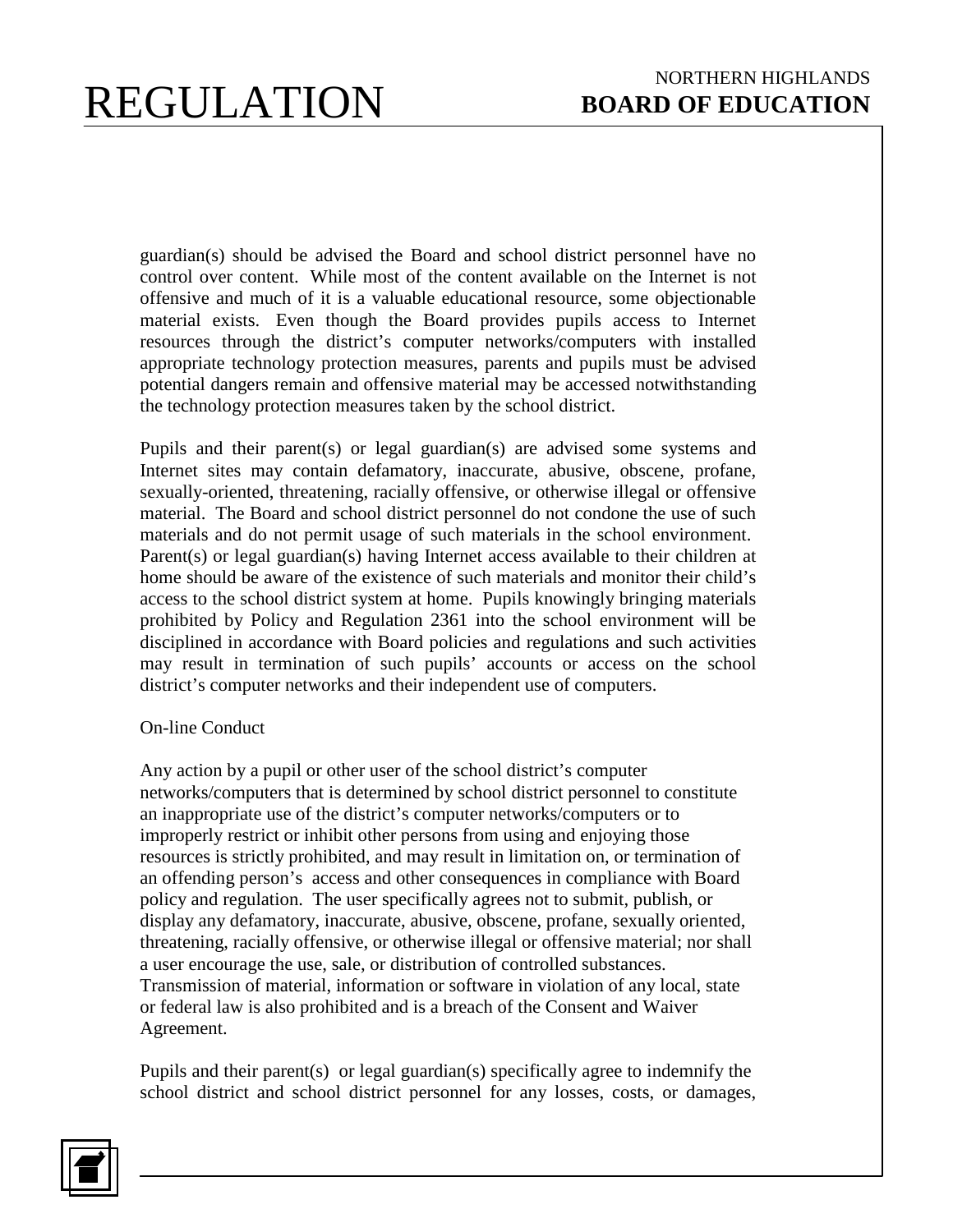guardian(s) should be advised the Board and school district personnel have no control over content. While most of the content available on the Internet is not offensive and much of it is a valuable educational resource, some objectionable material exists. Even though the Board provides pupils access to Internet resources through the district's computer networks/computers with installed appropriate technology protection measures, parents and pupils must be advised potential dangers remain and offensive material may be accessed notwithstanding the technology protection measures taken by the school district.

Pupils and their parent(s) or legal guardian(s) are advised some systems and Internet sites may contain defamatory, inaccurate, abusive, obscene, profane, sexually-oriented, threatening, racially offensive, or otherwise illegal or offensive material. The Board and school district personnel do not condone the use of such materials and do not permit usage of such materials in the school environment. Parent(s) or legal guardian(s) having Internet access available to their children at home should be aware of the existence of such materials and monitor their child's access to the school district system at home. Pupils knowingly bringing materials prohibited by Policy and Regulation 2361 into the school environment will be disciplined in accordance with Board policies and regulations and such activities may result in termination of such pupils' accounts or access on the school district's computer networks and their independent use of computers.

On-line Conduct

Any action by a pupil or other user of the school district's computer networks/computers that is determined by school district personnel to constitute an inappropriate use of the district's computer networks/computers or to improperly restrict or inhibit other persons from using and enjoying those resources is strictly prohibited, and may result in limitation on, or termination of an offending person's access and other consequences in compliance with Board policy and regulation. The user specifically agrees not to submit, publish, or display any defamatory, inaccurate, abusive, obscene, profane, sexually oriented, threatening, racially offensive, or otherwise illegal or offensive material; nor shall a user encourage the use, sale, or distribution of controlled substances. Transmission of material, information or software in violation of any local, state or federal law is also prohibited and is a breach of the Consent and Waiver Agreement.

Pupils and their parent(s) or legal guardian(s) specifically agree to indemnify the school district and school district personnel for any losses, costs, or damages,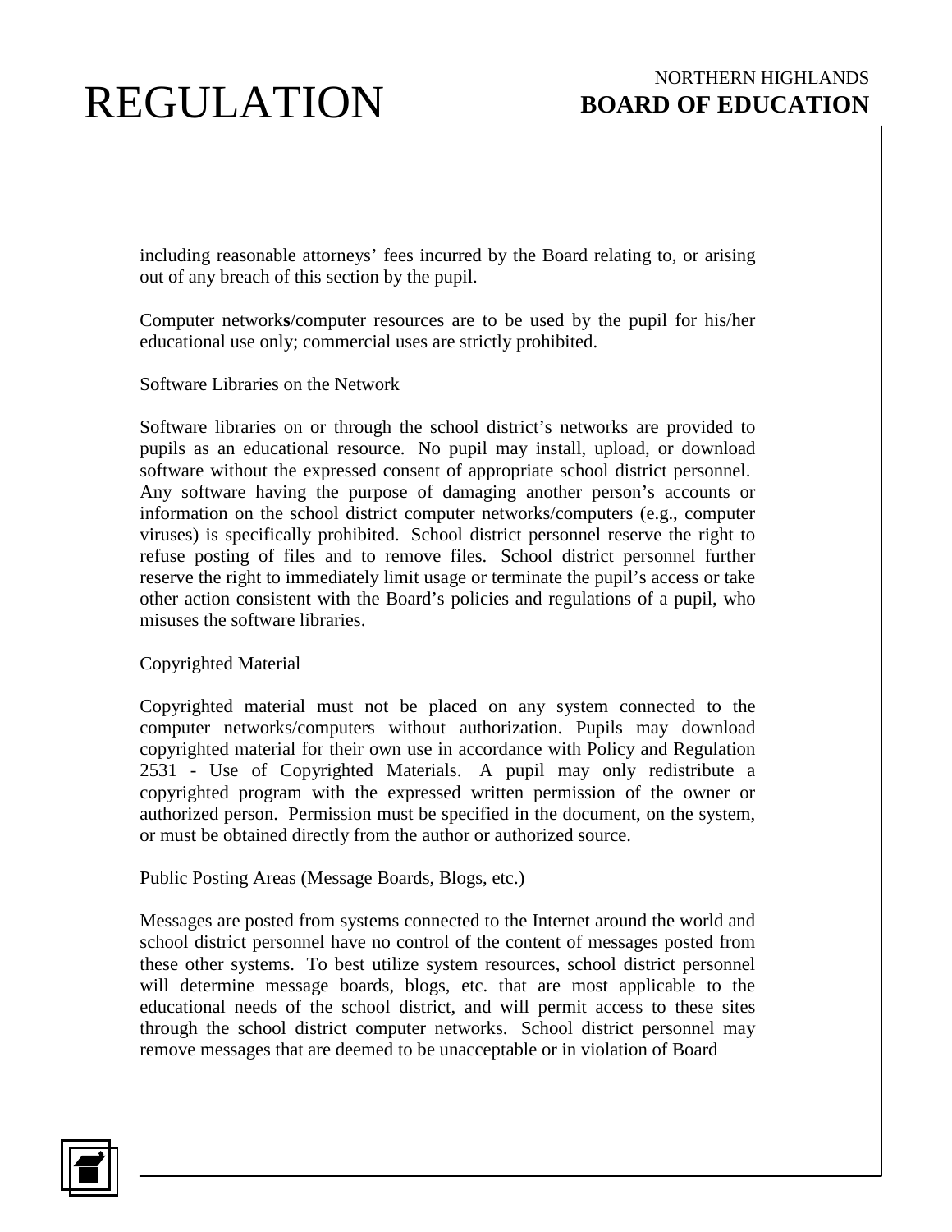including reasonable attorneys' fees incurred by the Board relating to, or arising out of any breach of this section by the pupil.

Computer networks/computer resources are to be used by the pupil for his/her educational use only; commercial uses are strictly prohibited.

Software Libraries on the Network

Software libraries on or through the school district's networks are provided to pupils as an educational resource. No pupil may install, upload, or download software without the expressed consent of appropriate school district personnel. Any software having the purpose of damaging another person's accounts or information on the school district computer networks/computers (e.g., computer viruses) is specifically prohibited. School district personnel reserve the right to refuse posting of files and to remove files. School district personnel further reserve the right to immediately limit usage or terminate the pupil's access or take other action consistent with the Board's policies and regulations of a pupil, who misuses the software libraries.

Copyrighted Material

Copyrighted material must not be placed on any system connected to the computer networks/computers without authorization. Pupils may download copyrighted material for their own use in accordance with Policy and Regulation 2531 - Use of Copyrighted Materials. A pupil may only redistribute a copyrighted program with the expressed written permission of the owner or authorized person. Permission must be specified in the document, on the system, or must be obtained directly from the author or authorized source.

Public Posting Areas (Message Boards, Blogs, etc.)

Messages are posted from systems connected to the Internet around the world and school district personnel have no control of the content of messages posted from these other systems. To best utilize system resources, school district personnel will determine message boards, blogs, etc. that are most applicable to the educational needs of the school district, and will permit access to these sites through the school district computer networks. School district personnel may remove messages that are deemed to be unacceptable or in violation of Board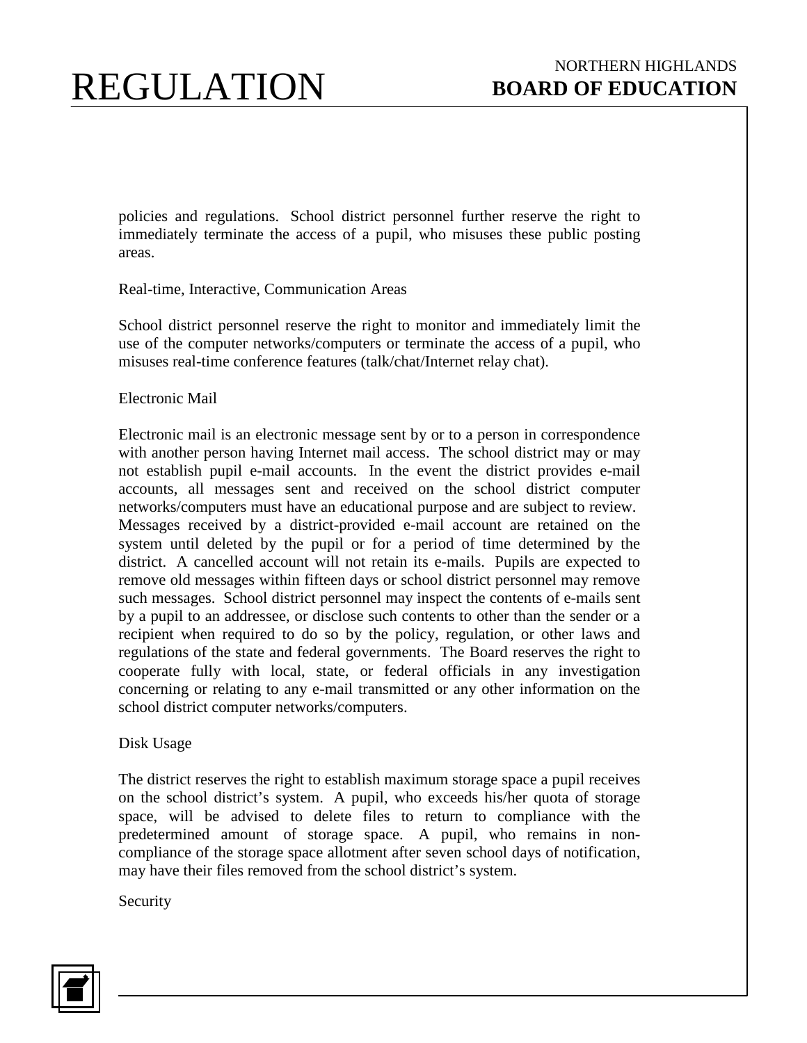policies and regulations. School district personnel further reserve the right to immediately terminate the access of a pupil, who misuses these public posting areas.

Real-time, Interactive, Communication Areas

School district personnel reserve the right to monitor and immediately limit the use of the computer networks/computers or terminate the access of a pupil, who misuses real-time conference features (talk/chat/Internet relay chat).

Electronic Mail

Electronic mail is an electronic message sent by or to a person in correspondence with another person having Internet mail access. The school district may or may not establish pupil e-mail accounts. In the event the district provides e-mail accounts, all messages sent and received on the school district computer networks/computers must have an educational purpose and are subject to review. Messages received by a district-provided e-mail account are retained on the system until deleted by the pupil or for a period of time determined by the district. A cancelled account will not retain its e-mails. Pupils are expected to remove old messages within fifteen days or school district personnel may remove such messages. School district personnel may inspect the contents of e-mails sent by a pupil to an addressee, or disclose such contents to other than the sender or a recipient when required to do so by the policy, regulation, or other laws and regulations of the state and federal governments. The Board reserves the right to cooperate fully with local, state, or federal officials in any investigation concerning or relating to any e-mail transmitted or any other information on the school district computer networks/computers.

Disk Usage

The district reserves the right to establish maximum storage space a pupil receives on the school district's system. A pupil, who exceeds his/her quota of storage space, will be advised to delete files to return to compliance with the predetermined amount of storage space. A pupil, who remains in non-compliance of the storage space allotment after seven school days of notification, may have their files removed from the school district's system.

Security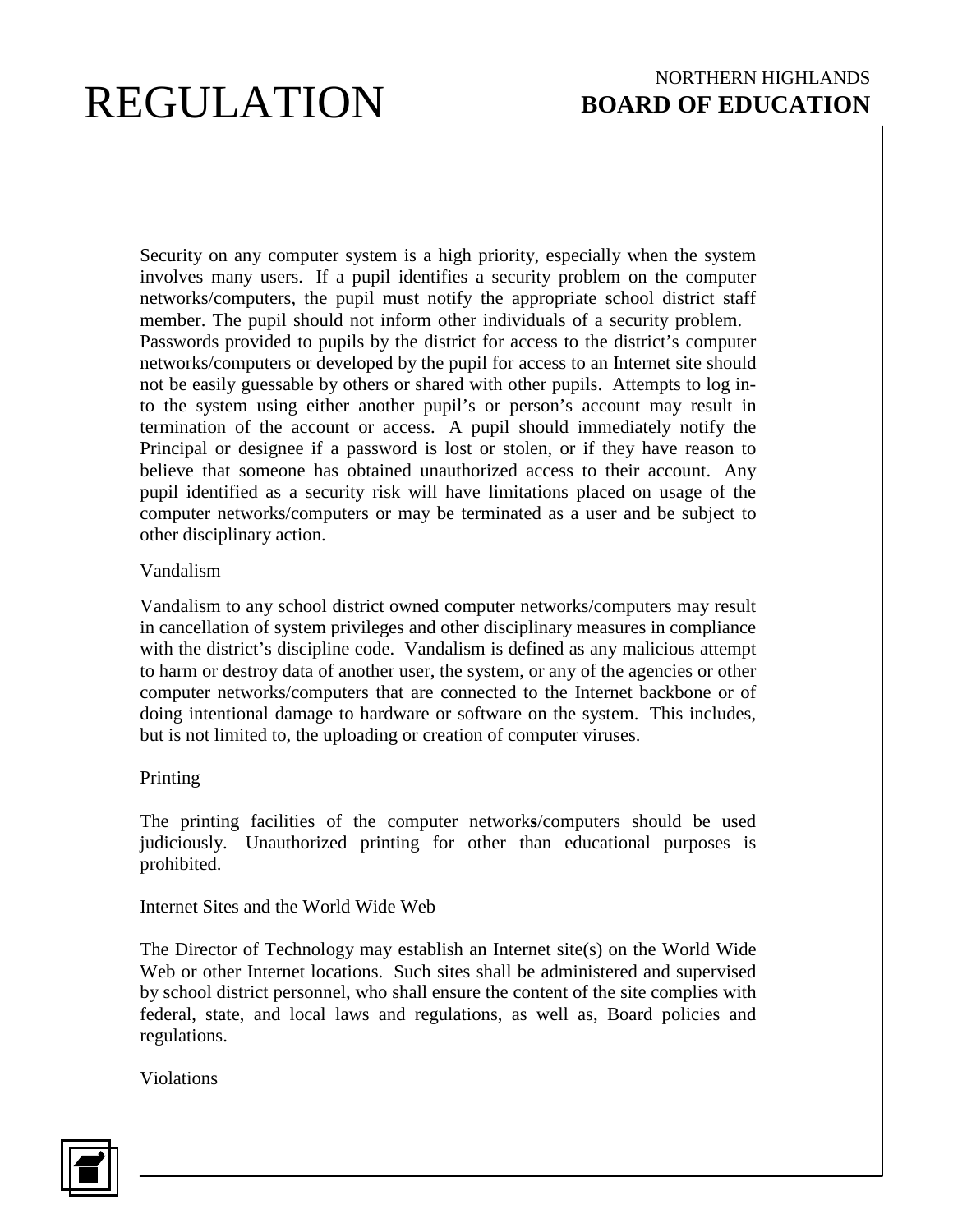Security on any computer system is a high priority, especially when the system involves many users. If a pupil identifies a security problem on the computer networks/computers, the pupil must notify the appropriate school district staff member. The pupil should not inform other individuals of a security problem. Passwords provided to pupils by the district for access to the district's computer networks/computers or developed by the pupil for access to an Internet site should not be easily guessable by others or shared with other pupils. Attempts to log in-to the system using either another pupil's or person's account may result in termination of the account or access. A pupil should immediately notify the Principal or designee if a password is lost or stolen, or if they have reason to believe that someone has obtained unauthorized access to their account. Any pupil identified as a security risk will have limitations placed on usage of the computer networks/computers or may be terminated as a user and be subject to other disciplinary action.

Vandalism

Vandalism to any school district owned computer networks/computers may result in cancellation of system privileges and other disciplinary measures in compliance with the district's discipline code. Vandalism is defined as any malicious attempt to harm or destroy data of another user, the system, or any of the agencies or other computer networks/computers that are connected to the Internet backbone or of doing intentional damage to hardware or software on the system. This includes, but is not limited to, the uploading or creation of computer viruses.

Printing

The printing facilities of the computer networks/computers should be used judiciously. Unauthorized printing for other than educational purposes is prohibited.

Internet Sites and the World Wide Web

The Director of Technology may establish an Internet site(s) on the World Wide Web or other Internet locations. Such sites shall be administered and supervised by school district personnel, who shall ensure the content of the site complies with federal, state, and local laws and regulations, as well as, Board policies and regulations.

Violations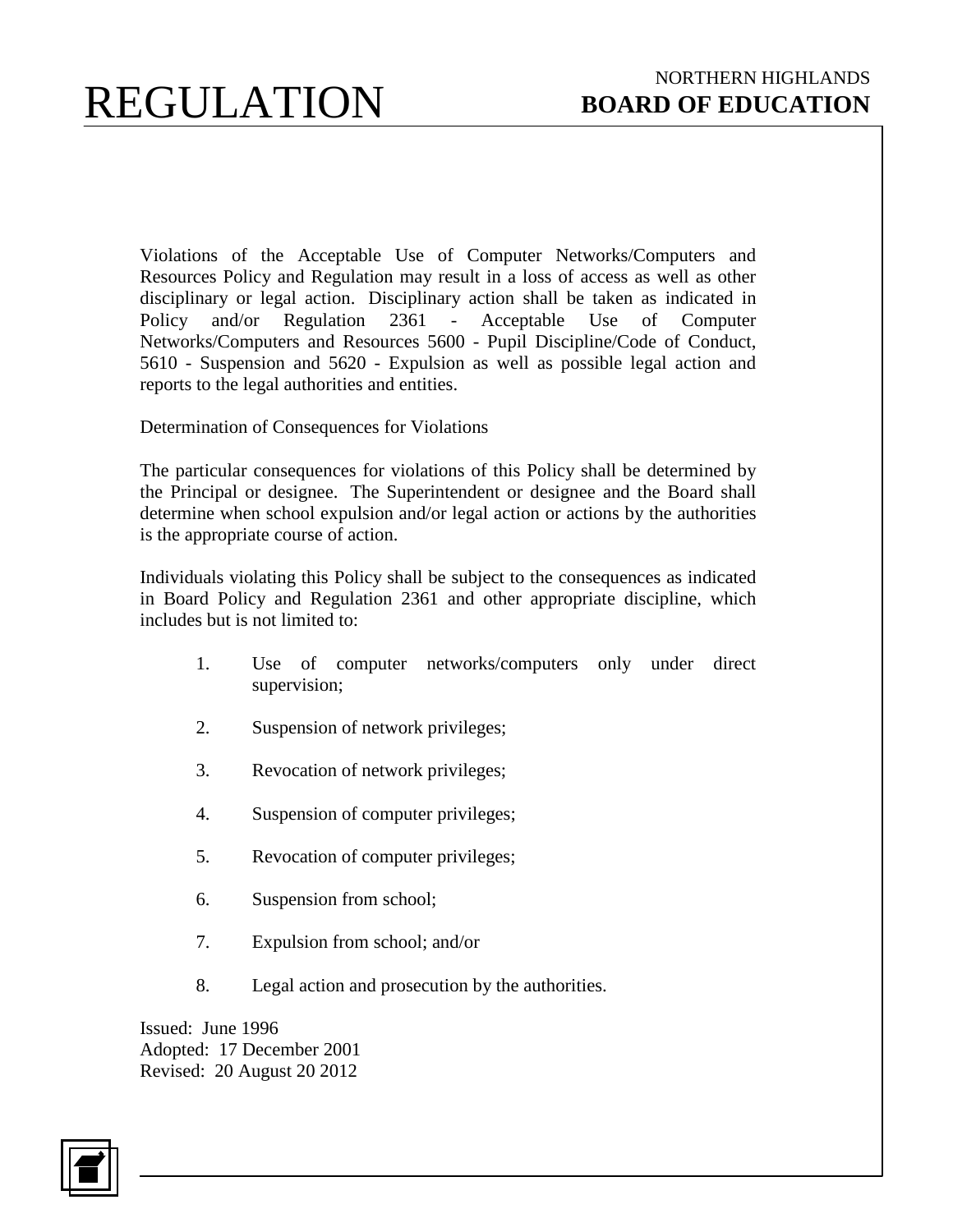Violations of the Acceptable Use of Computer Networks/Computers and Resources Policy and Regulation may result in a loss of access as well as other disciplinary or legal action. Disciplinary action shall be taken as indicated in Policy and/or Regulation 2361 - Acceptable Use of Computer Networks/Computers and Resources 5600 - Pupil Discipline/Code of Conduct, 5610 - Suspension and 5620 - Expulsion as well as possible legal action and reports to the legal authorities and entities.

Determination of Consequences for Violations

The particular consequences for violations of this Policy shall be determined by the Principal or designee. The Superintendent or designee and the Board shall determine when school expulsion and/or legal action or actions by the authorities is the appropriate course of action.

Individuals violating this Policy shall be subject to the consequences as indicated in Board Policy and Regulation 2361 and other appropriate discipline, which includes but is not limited to:

1. Use of computer networks/computers only under direct supervision;
2. Suspension of network privileges;
3. Revocation of network privileges;
4. Suspension of computer privileges;
5. Revocation of computer privileges;
6. Suspension from school;
7. Expulsion from school; and/or
8. Legal action and prosecution by the authorities.

Issued: June 1996
Adopted: 17 December 2001
Revised: 20 August 20 2012